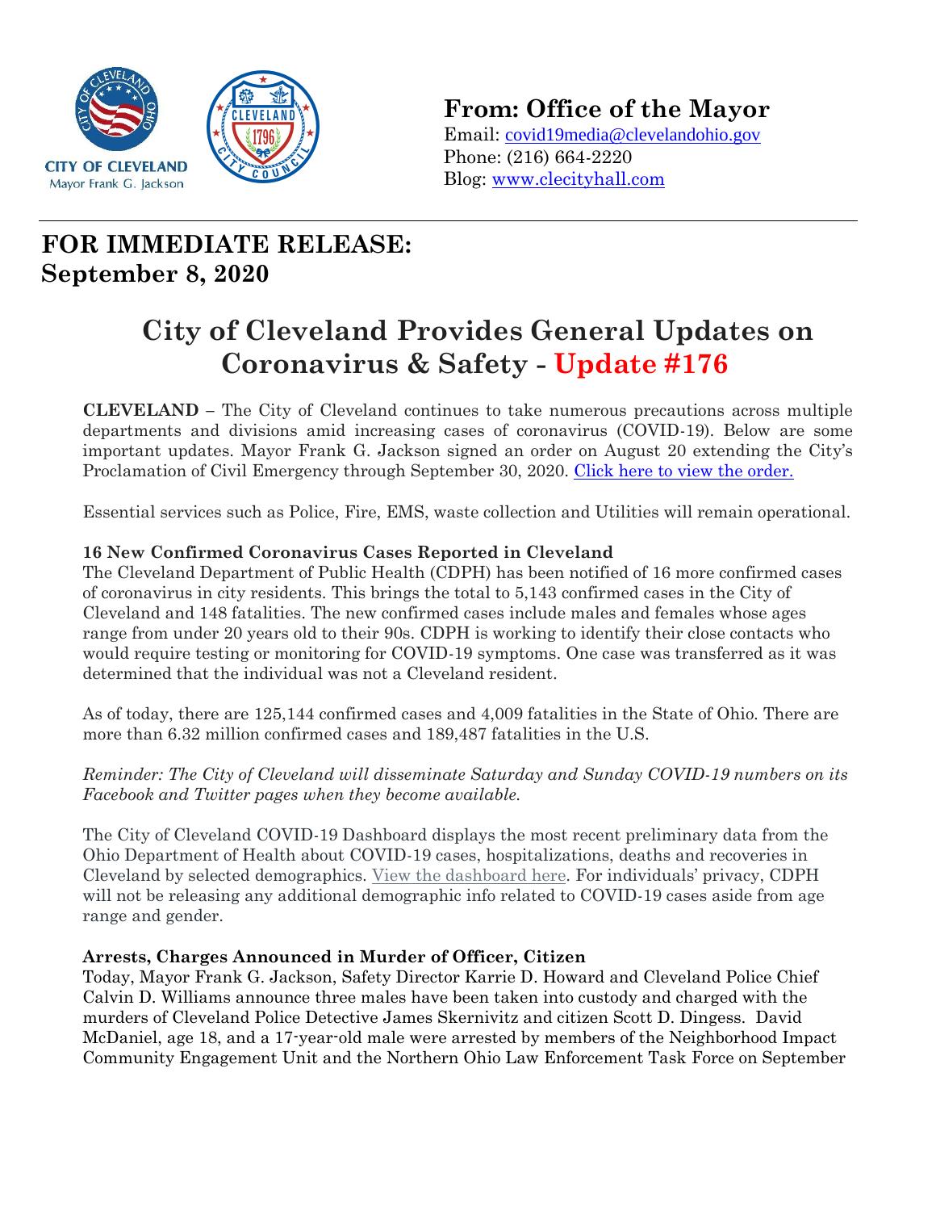CITY OF CLEVELAND
Mayor Frank G. Jackson

**From: Office of the Mayor**
Email: covid19media@clevelandohio.gov
Phone: (216) 664-2220
Blog: www.clecityhall.com

## FOR IMMEDIATE RELEASE:
## September 8, 2020

# City of Cleveland Provides General Updates on Coronavirus & Safety - Update #176

**CLEVELAND** – The City of Cleveland continues to take numerous precautions across multiple departments and divisions amid increasing cases of coronavirus (COVID-19). Below are some important updates. Mayor Frank G. Jackson signed an order on August 20 extending the City's Proclamation of Civil Emergency through September 30, 2020. Click here to view the order.

Essential services such as Police, Fire, EMS, waste collection and Utilities will remain operational.

**16 New Confirmed Coronavirus Cases Reported in Cleveland**

The Cleveland Department of Public Health (CDPH) has been notified of 16 more confirmed cases of coronavirus in city residents. This brings the total to 5,143 confirmed cases in the City of Cleveland and 148 fatalities. The new confirmed cases include males and females whose ages range from under 20 years old to their 90s. CDPH is working to identify their close contacts who would require testing or monitoring for COVID-19 symptoms. One case was transferred as it was determined that the individual was not a Cleveland resident.

As of today, there are 125,144 confirmed cases and 4,009 fatalities in the State of Ohio. There are more than 6.32 million confirmed cases and 189,487 fatalities in the U.S.

*Reminder: The City of Cleveland will disseminate Saturday and Sunday COVID-19 numbers on its Facebook and Twitter pages when they become available.*

The City of Cleveland COVID-19 Dashboard displays the most recent preliminary data from the Ohio Department of Health about COVID-19 cases, hospitalizations, deaths and recoveries in Cleveland by selected demographics. View the dashboard here. For individuals' privacy, CDPH will not be releasing any additional demographic info related to COVID-19 cases aside from age range and gender.

**Arrests, Charges Announced in Murder of Officer, Citizen**

Today, Mayor Frank G. Jackson, Safety Director Karrie D. Howard and Cleveland Police Chief Calvin D. Williams announce three males have been taken into custody and charged with the murders of Cleveland Police Detective James Skernivitz and citizen Scott D. Dingess. David McDaniel, age 18, and a 17-year-old male were arrested by members of the Neighborhood Impact Community Engagement Unit and the Northern Ohio Law Enforcement Task Force on September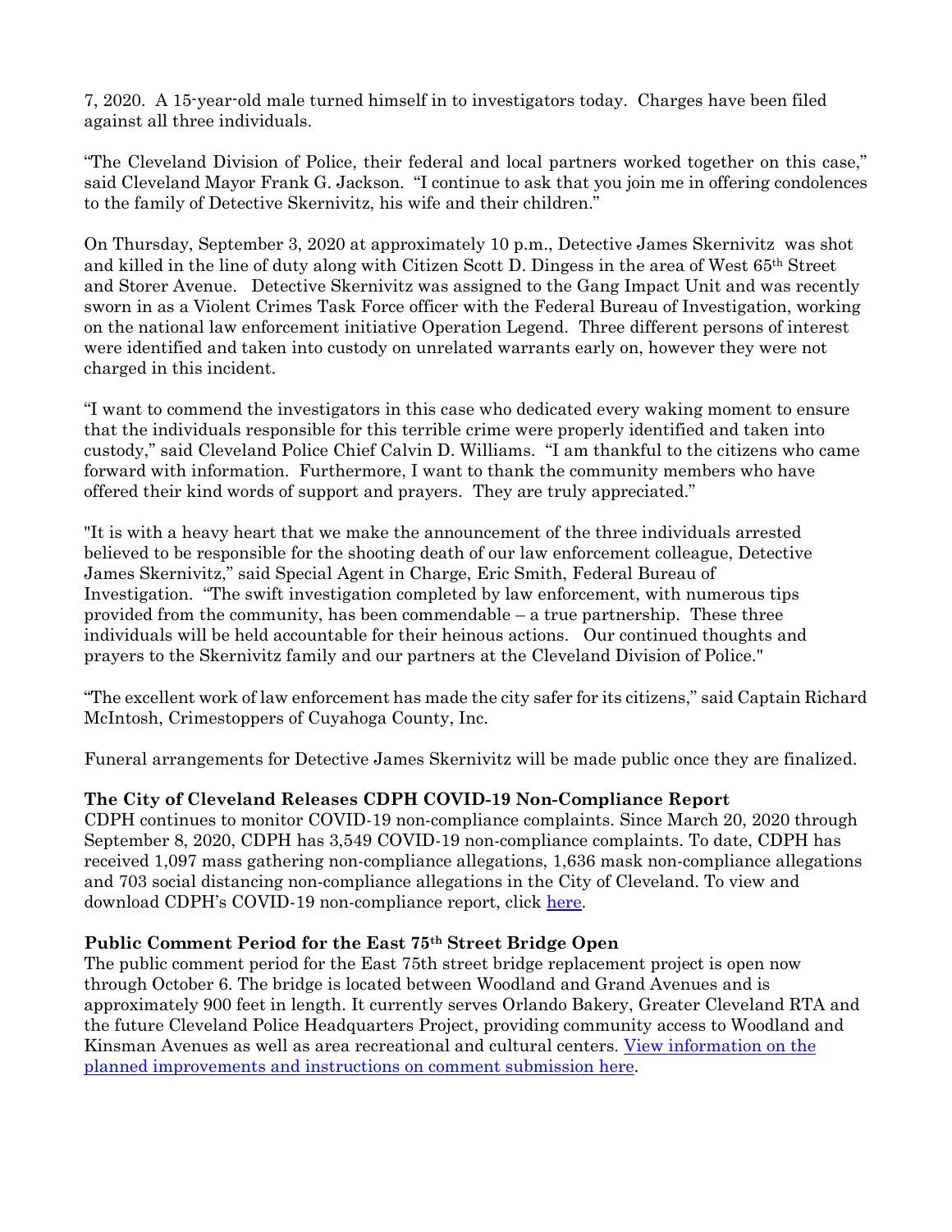7, 2020. A 15-year-old male turned himself in to investigators today. Charges have been filed against all three individuals.

"The Cleveland Division of Police, their federal and local partners worked together on this case," said Cleveland Mayor Frank G. Jackson. "I continue to ask that you join me in offering condolences to the family of Detective Skernivitz, his wife and their children."

On Thursday, September 3, 2020 at approximately 10 p.m., Detective James Skernivitz was shot and killed in the line of duty along with Citizen Scott D. Dingess in the area of West 65th Street and Storer Avenue. Detective Skernivitz was assigned to the Gang Impact Unit and was recently sworn in as a Violent Crimes Task Force officer with the Federal Bureau of Investigation, working on the national law enforcement initiative Operation Legend. Three different persons of interest were identified and taken into custody on unrelated warrants early on, however they were not charged in this incident.

"I want to commend the investigators in this case who dedicated every waking moment to ensure that the individuals responsible for this terrible crime were properly identified and taken into custody," said Cleveland Police Chief Calvin D. Williams. "I am thankful to the citizens who came forward with information. Furthermore, I want to thank the community members who have offered their kind words of support and prayers. They are truly appreciated."

"It is with a heavy heart that we make the announcement of the three individuals arrested believed to be responsible for the shooting death of our law enforcement colleague, Detective James Skernivitz," said Special Agent in Charge, Eric Smith, Federal Bureau of Investigation. "The swift investigation completed by law enforcement, with numerous tips provided from the community, has been commendable – a true partnership. These three individuals will be held accountable for their heinous actions. Our continued thoughts and prayers to the Skernivitz family and our partners at the Cleveland Division of Police."

"The excellent work of law enforcement has made the city safer for its citizens," said Captain Richard McIntosh, Crimestoppers of Cuyahoga County, Inc.

Funeral arrangements for Detective James Skernivitz will be made public once they are finalized.

**The City of Cleveland Releases CDPH COVID-19 Non-Compliance Report**

CDPH continues to monitor COVID-19 non-compliance complaints. Since March 20, 2020 through September 8, 2020, CDPH has 3,549 COVID-19 non-compliance complaints. To date, CDPH has received 1,097 mass gathering non-compliance allegations, 1,636 mask non-compliance allegations and 703 social distancing non-compliance allegations in the City of Cleveland. To view and download CDPH's COVID-19 non-compliance report, click here.

**Public Comment Period for the East 75th Street Bridge Open**

The public comment period for the East 75th street bridge replacement project is open now through October 6. The bridge is located between Woodland and Grand Avenues and is approximately 900 feet in length. It currently serves Orlando Bakery, Greater Cleveland RTA and the future Cleveland Police Headquarters Project, providing community access to Woodland and Kinsman Avenues as well as area recreational and cultural centers. View information on the planned improvements and instructions on comment submission here.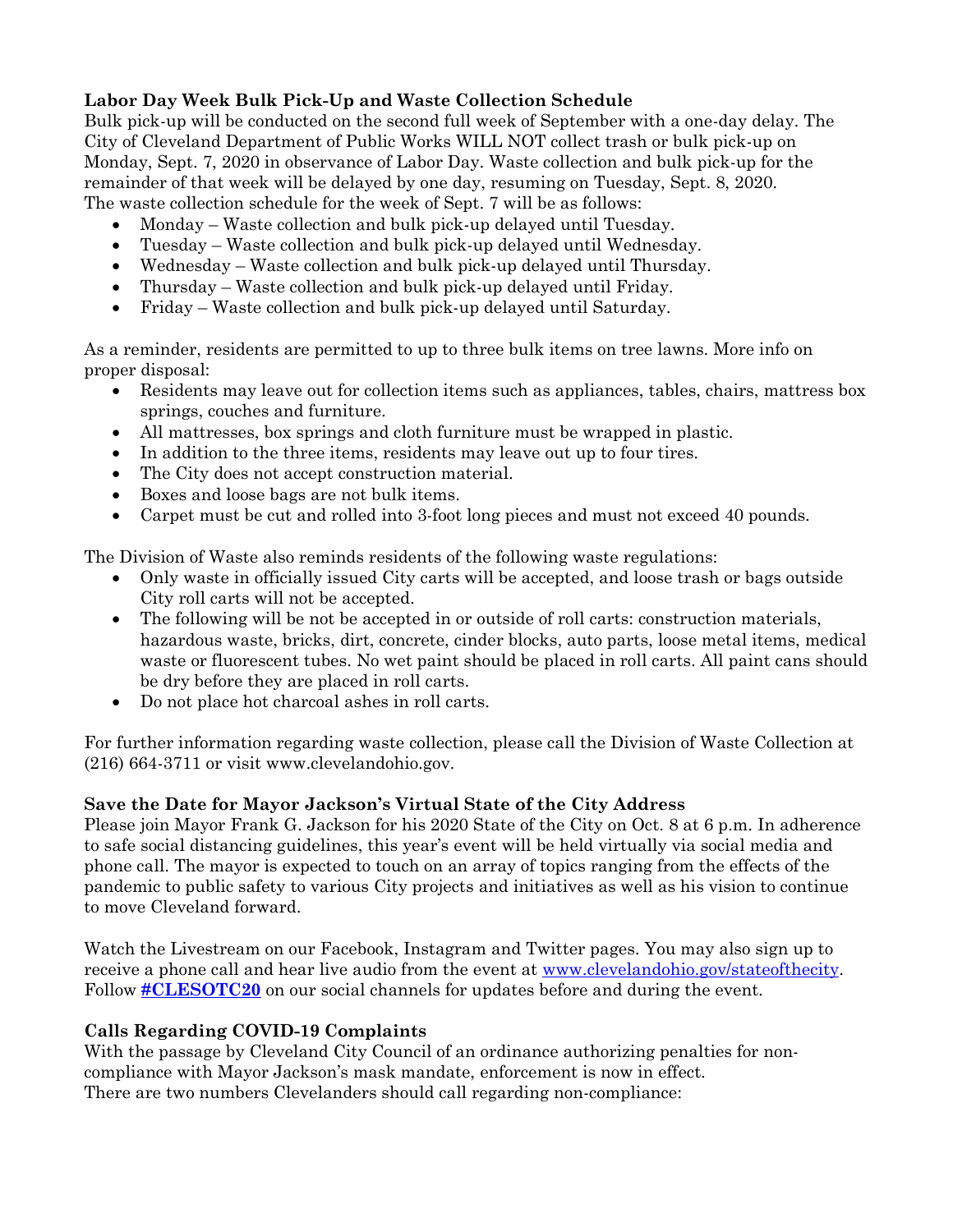**Labor Day Week Bulk Pick-Up and Waste Collection Schedule**

Bulk pick-up will be conducted on the second full week of September with a one-day delay. The City of Cleveland Department of Public Works WILL NOT collect trash or bulk pick-up on Monday, Sept. 7, 2020 in observance of Labor Day. Waste collection and bulk pick-up for the remainder of that week will be delayed by one day, resuming on Tuesday, Sept. 8, 2020.
The waste collection schedule for the week of Sept. 7 will be as follows:

- Monday – Waste collection and bulk pick-up delayed until Tuesday.
- Tuesday – Waste collection and bulk pick-up delayed until Wednesday.
- Wednesday – Waste collection and bulk pick-up delayed until Thursday.
- Thursday – Waste collection and bulk pick-up delayed until Friday.
- Friday – Waste collection and bulk pick-up delayed until Saturday.

As a reminder, residents are permitted to up to three bulk items on tree lawns. More info on proper disposal:

- Residents may leave out for collection items such as appliances, tables, chairs, mattress box springs, couches and furniture.
- All mattresses, box springs and cloth furniture must be wrapped in plastic.
- In addition to the three items, residents may leave out up to four tires.
- The City does not accept construction material.
- Boxes and loose bags are not bulk items.
- Carpet must be cut and rolled into 3-foot long pieces and must not exceed 40 pounds.

The Division of Waste also reminds residents of the following waste regulations:

- Only waste in officially issued City carts will be accepted, and loose trash or bags outside City roll carts will not be accepted.
- The following will be not be accepted in or outside of roll carts: construction materials, hazardous waste, bricks, dirt, concrete, cinder blocks, auto parts, loose metal items, medical waste or fluorescent tubes. No wet paint should be placed in roll carts. All paint cans should be dry before they are placed in roll carts.
- Do not place hot charcoal ashes in roll carts.

For further information regarding waste collection, please call the Division of Waste Collection at (216) 664-3711 or visit www.clevelandohio.gov.

**Save the Date for Mayor Jackson's Virtual State of the City Address**

Please join Mayor Frank G. Jackson for his 2020 State of the City on Oct. 8 at 6 p.m. In adherence to safe social distancing guidelines, this year's event will be held virtually via social media and phone call. The mayor is expected to touch on an array of topics ranging from the effects of the pandemic to public safety to various City projects and initiatives as well as his vision to continue to move Cleveland forward.

Watch the Livestream on our Facebook, Instagram and Twitter pages. You may also sign up to receive a phone call and hear live audio from the event at [www.clevelandohio.gov/stateofthecity](http://www.clevelandohio.gov/stateofthecity). Follow **#CLESOTC20** on our social channels for updates before and during the event.

**Calls Regarding COVID-19 Complaints**

With the passage by Cleveland City Council of an ordinance authorizing penalties for non-compliance with Mayor Jackson's mask mandate, enforcement is now in effect.
There are two numbers Clevelanders should call regarding non-compliance: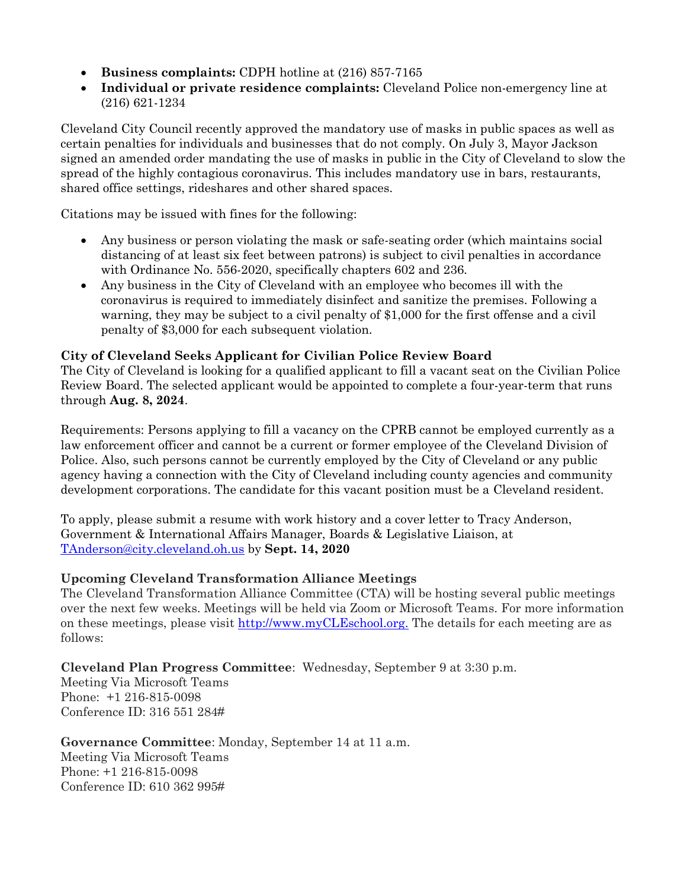- **Business complaints:** CDPH hotline at (216) 857-7165
- **Individual or private residence complaints:** Cleveland Police non-emergency line at (216) 621-1234

Cleveland City Council recently approved the mandatory use of masks in public spaces as well as certain penalties for individuals and businesses that do not comply. On July 3, Mayor Jackson signed an amended order mandating the use of masks in public in the City of Cleveland to slow the spread of the highly contagious coronavirus. This includes mandatory use in bars, restaurants, shared office settings, rideshares and other shared spaces.

Citations may be issued with fines for the following:

- Any business or person violating the mask or safe-seating order (which maintains social distancing of at least six feet between patrons) is subject to civil penalties in accordance with Ordinance No. 556-2020, specifically chapters 602 and 236.
- Any business in the City of Cleveland with an employee who becomes ill with the coronavirus is required to immediately disinfect and sanitize the premises. Following a warning, they may be subject to a civil penalty of $1,000 for the first offense and a civil penalty of $3,000 for each subsequent violation.

**City of Cleveland Seeks Applicant for Civilian Police Review Board**

The City of Cleveland is looking for a qualified applicant to fill a vacant seat on the Civilian Police Review Board. The selected applicant would be appointed to complete a four-year-term that runs through **Aug. 8, 2024**.

Requirements: Persons applying to fill a vacancy on the CPRB cannot be employed currently as a law enforcement officer and cannot be a current or former employee of the Cleveland Division of Police. Also, such persons cannot be currently employed by the City of Cleveland or any public agency having a connection with the City of Cleveland including county agencies and community development corporations. The candidate for this vacant position must be a Cleveland resident.

To apply, please submit a resume with work history and a cover letter to Tracy Anderson, Government & International Affairs Manager, Boards & Legislative Liaison, at TAnderson@city.cleveland.oh.us by **Sept. 14, 2020**

**Upcoming Cleveland Transformation Alliance Meetings**

The Cleveland Transformation Alliance Committee (CTA) will be hosting several public meetings over the next few weeks. Meetings will be held via Zoom or Microsoft Teams. For more information on these meetings, please visit http://www.myCLEschool.org. The details for each meeting are as follows:

**Cleveland Plan Progress Committee**: Wednesday, September 9 at 3:30 p.m.
Meeting Via Microsoft Teams
Phone: +1 216-815-0098
Conference ID: 316 551 284#

**Governance Committee**: Monday, September 14 at 11 a.m.
Meeting Via Microsoft Teams
Phone: +1 216-815-0098
Conference ID: 610 362 995#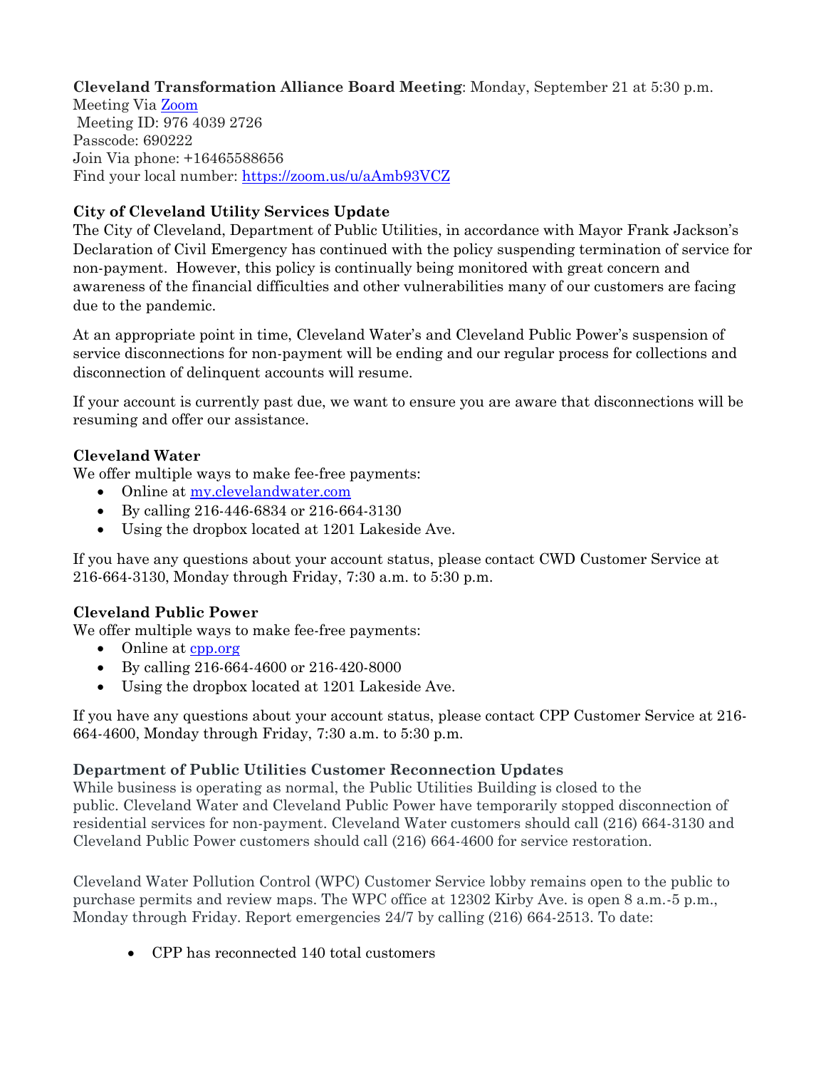**Cleveland Transformation Alliance Board Meeting**: Monday, September 21 at 5:30 p.m.
Meeting Via [Zoom](https://zoom.us)
Meeting ID: 976 4039 2726
Passcode: 690222
Join Via phone: +16465588656
Find your local number: https://zoom.us/u/aAmb93VCZ

**City of Cleveland Utility Services Update**

The City of Cleveland, Department of Public Utilities, in accordance with Mayor Frank Jackson's Declaration of Civil Emergency has continued with the policy suspending termination of service for non-payment. However, this policy is continually being monitored with great concern and awareness of the financial difficulties and other vulnerabilities many of our customers are facing due to the pandemic.

At an appropriate point in time, Cleveland Water's and Cleveland Public Power's suspension of service disconnections for non-payment will be ending and our regular process for collections and disconnection of delinquent accounts will resume.

If your account is currently past due, we want to ensure you are aware that disconnections will be resuming and offer our assistance.

**Cleveland Water**

We offer multiple ways to make fee-free payments:

- Online at my.clevelandwater.com
- By calling 216-446-6834 or 216-664-3130
- Using the dropbox located at 1201 Lakeside Ave.

If you have any questions about your account status, please contact CWD Customer Service at 216-664-3130, Monday through Friday, 7:30 a.m. to 5:30 p.m.

**Cleveland Public Power**

We offer multiple ways to make fee-free payments:

- Online at cpp.org
- By calling 216-664-4600 or 216-420-8000
- Using the dropbox located at 1201 Lakeside Ave.

If you have any questions about your account status, please contact CPP Customer Service at 216-664-4600, Monday through Friday, 7:30 a.m. to 5:30 p.m.

**Department of Public Utilities Customer Reconnection Updates**

While business is operating as normal, the Public Utilities Building is closed to the public. Cleveland Water and Cleveland Public Power have temporarily stopped disconnection of residential services for non-payment. Cleveland Water customers should call (216) 664-3130 and Cleveland Public Power customers should call (216) 664-4600 for service restoration.

Cleveland Water Pollution Control (WPC) Customer Service lobby remains open to the public to purchase permits and review maps. The WPC office at 12302 Kirby Ave. is open 8 a.m.-5 p.m., Monday through Friday. Report emergencies 24/7 by calling (216) 664-2513. To date:

- CPP has reconnected 140 total customers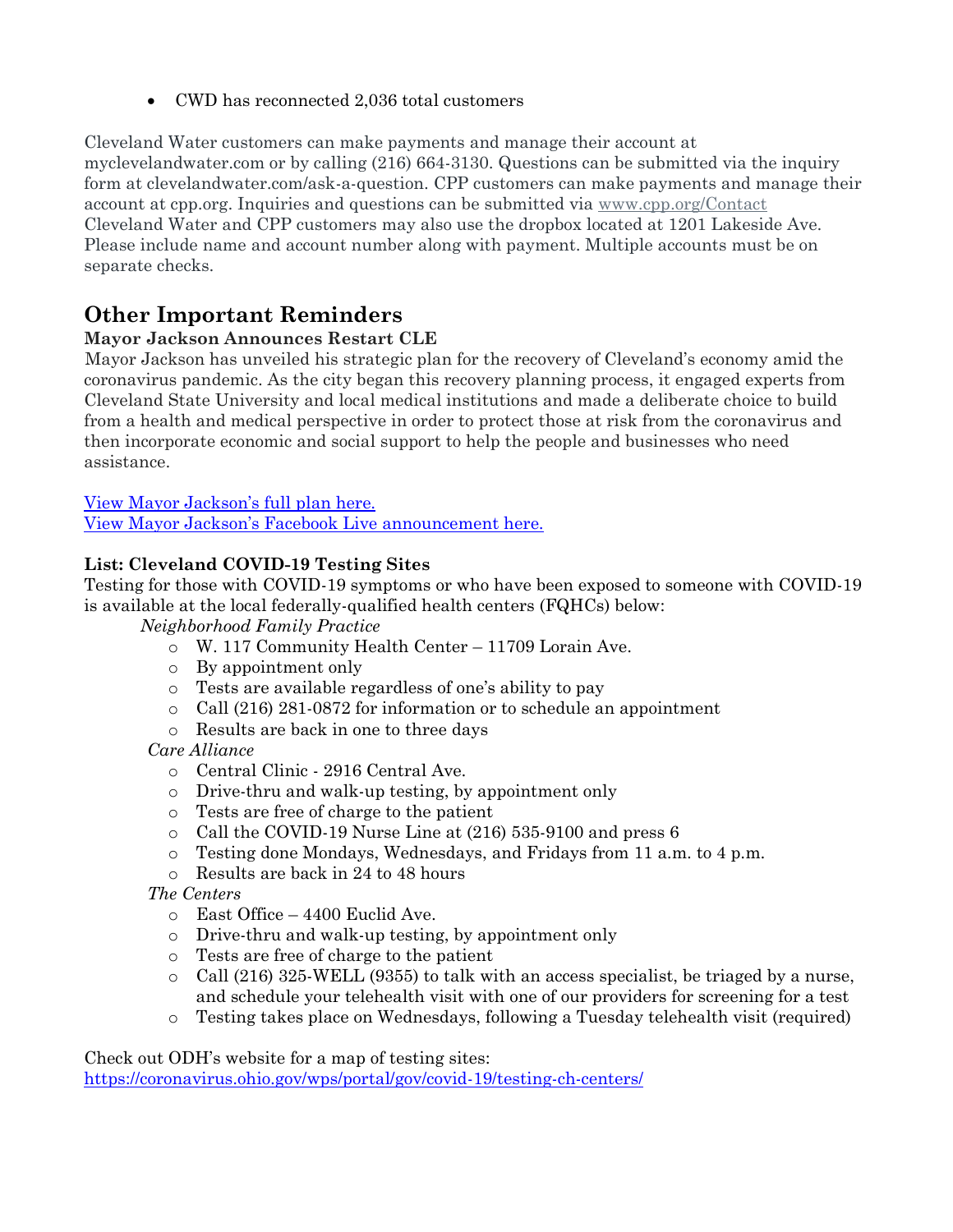- CWD has reconnected 2,036 total customers

Cleveland Water customers can make payments and manage their account at myclevelandwater.com or by calling (216) 664-3130. Questions can be submitted via the inquiry form at clevelandwater.com/ask-a-question. CPP customers can make payments and manage their account at cpp.org. Inquiries and questions can be submitted via www.cpp.org/Contact Cleveland Water and CPP customers may also use the dropbox located at 1201 Lakeside Ave. Please include name and account number along with payment. Multiple accounts must be on separate checks.

## Other Important Reminders

**Mayor Jackson Announces Restart CLE**

Mayor Jackson has unveiled his strategic plan for the recovery of Cleveland's economy amid the coronavirus pandemic. As the city began this recovery planning process, it engaged experts from Cleveland State University and local medical institutions and made a deliberate choice to build from a health and medical perspective in order to protect those at risk from the coronavirus and then incorporate economic and social support to help the people and businesses who need assistance.

View Mayor Jackson's full plan here.
View Mayor Jackson's Facebook Live announcement here.

**List: Cleveland COVID-19 Testing Sites**

Testing for those with COVID-19 symptoms or who have been exposed to someone with COVID-19 is available at the local federally-qualified health centers (FQHCs) below:

*Neighborhood Family Practice*

- W. 117 Community Health Center – 11709 Lorain Ave.
- By appointment only
- Tests are available regardless of one's ability to pay
- Call (216) 281-0872 for information or to schedule an appointment
- Results are back in one to three days

*Care Alliance*

- Central Clinic - 2916 Central Ave.
- Drive-thru and walk-up testing, by appointment only
- Tests are free of charge to the patient
- Call the COVID-19 Nurse Line at (216) 535-9100 and press 6
- Testing done Mondays, Wednesdays, and Fridays from 11 a.m. to 4 p.m.
- Results are back in 24 to 48 hours

*The Centers*

- East Office – 4400 Euclid Ave.
- Drive-thru and walk-up testing, by appointment only
- Tests are free of charge to the patient
- Call (216) 325-WELL (9355) to talk with an access specialist, be triaged by a nurse, and schedule your telehealth visit with one of our providers for screening for a test
- Testing takes place on Wednesdays, following a Tuesday telehealth visit (required)

Check out ODH's website for a map of testing sites:
https://coronavirus.ohio.gov/wps/portal/gov/covid-19/testing-ch-centers/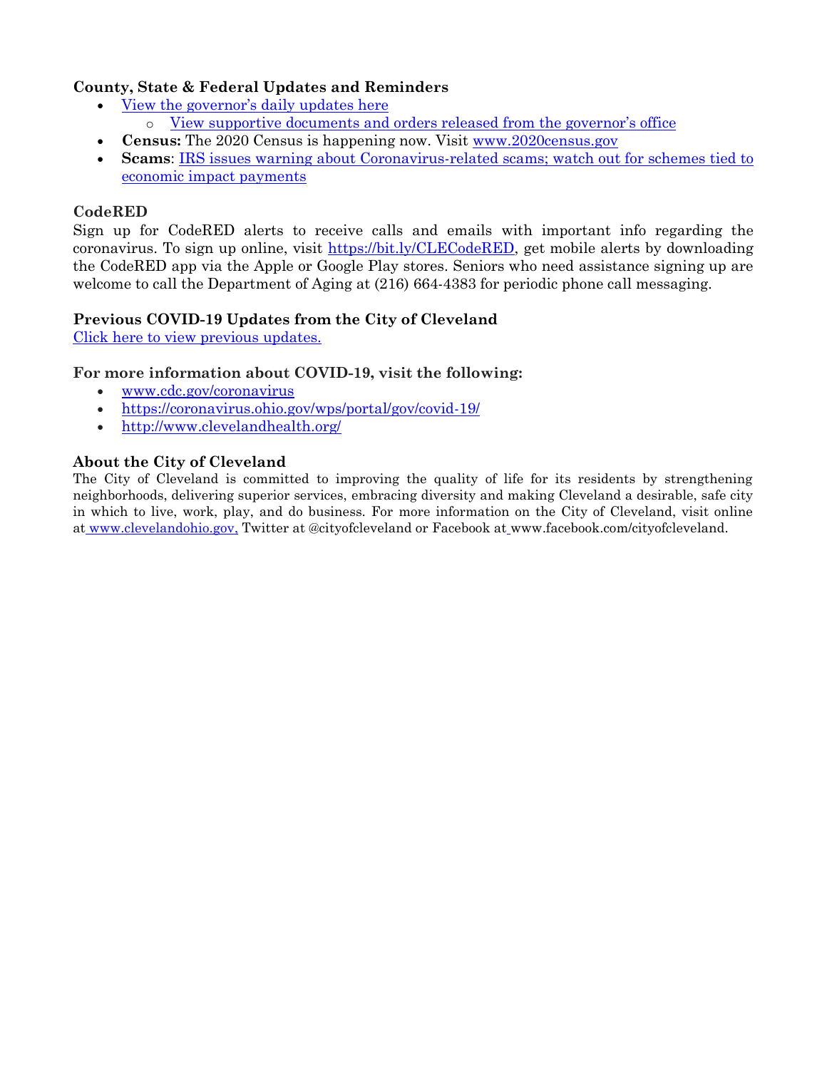**County, State & Federal Updates and Reminders**

- View the governor's daily updates here
  - View supportive documents and orders released from the governor's office
- **Census:** The 2020 Census is happening now. Visit www.2020census.gov
- **Scams**: IRS issues warning about Coronavirus-related scams; watch out for schemes tied to economic impact payments

**CodeRED**

Sign up for CodeRED alerts to receive calls and emails with important info regarding the coronavirus. To sign up online, visit https://bit.ly/CLECodeRED, get mobile alerts by downloading the CodeRED app via the Apple or Google Play stores. Seniors who need assistance signing up are welcome to call the Department of Aging at (216) 664-4383 for periodic phone call messaging.

**Previous COVID-19 Updates from the City of Cleveland**

Click here to view previous updates.

**For more information about COVID-19, visit the following:**

- www.cdc.gov/coronavirus
- https://coronavirus.ohio.gov/wps/portal/gov/covid-19/
- http://www.clevelandhealth.org/

**About the City of Cleveland**

The City of Cleveland is committed to improving the quality of life for its residents by strengthening neighborhoods, delivering superior services, embracing diversity and making Cleveland a desirable, safe city in which to live, work, play, and do business. For more information on the City of Cleveland, visit online at www.clevelandohio.gov, Twitter at @cityofcleveland or Facebook at www.facebook.com/cityofcleveland.